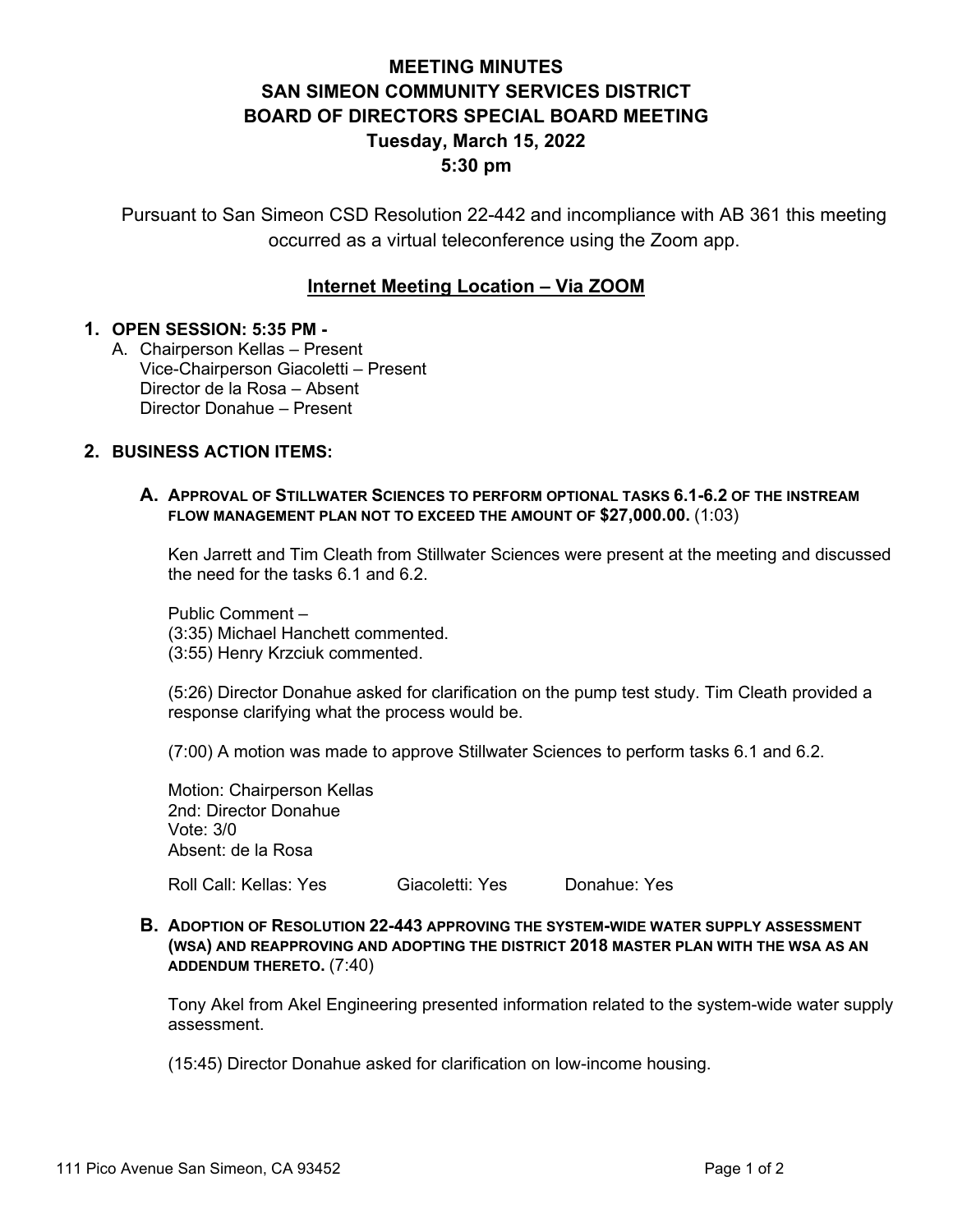# MEETING MINUTES
# SAN SIMEON COMMUNITY SERVICES DISTRICT
# BOARD OF DIRECTORS SPECIAL BOARD MEETING
# Tuesday, March 15, 2022
# 5:30 pm

Pursuant to San Simeon CSD Resolution 22-442 and incompliance with AB 361 this meeting occurred as a virtual teleconference using the Zoom app.

## Internet Meeting Location – Via ZOOM

**1. OPEN SESSION: 5:35 PM -**

A. Chairperson Kellas – Present
Vice-Chairperson Giacoletti – Present
Director de la Rosa – Absent
Director Donahue – Present

**2. BUSINESS ACTION ITEMS:**

**A. APPROVAL OF STILLWATER SCIENCES TO PERFORM OPTIONAL TASKS 6.1-6.2 OF THE INSTREAM FLOW MANAGEMENT PLAN NOT TO EXCEED THE AMOUNT OF $27,000.00.** (1:03)

Ken Jarrett and Tim Cleath from Stillwater Sciences were present at the meeting and discussed the need for the tasks 6.1 and 6.2.

Public Comment –
(3:35) Michael Hanchett commented.
(3:55) Henry Krzciuk commented.

(5:26) Director Donahue asked for clarification on the pump test study. Tim Cleath provided a response clarifying what the process would be.

(7:00) A motion was made to approve Stillwater Sciences to perform tasks 6.1 and 6.2.

Motion: Chairperson Kellas
2nd: Director Donahue
Vote: 3/0
Absent: de la Rosa

Roll Call: Kellas: Yes Giacoletti: Yes Donahue: Yes

**B. ADOPTION OF RESOLUTION 22-443 APPROVING THE SYSTEM-WIDE WATER SUPPLY ASSESSMENT (WSA) AND REAPPROVING AND ADOPTING THE DISTRICT 2018 MASTER PLAN WITH THE WSA AS AN ADDENDUM THERETO.** (7:40)

Tony Akel from Akel Engineering presented information related to the system-wide water supply assessment.

(15:45) Director Donahue asked for clarification on low-income housing.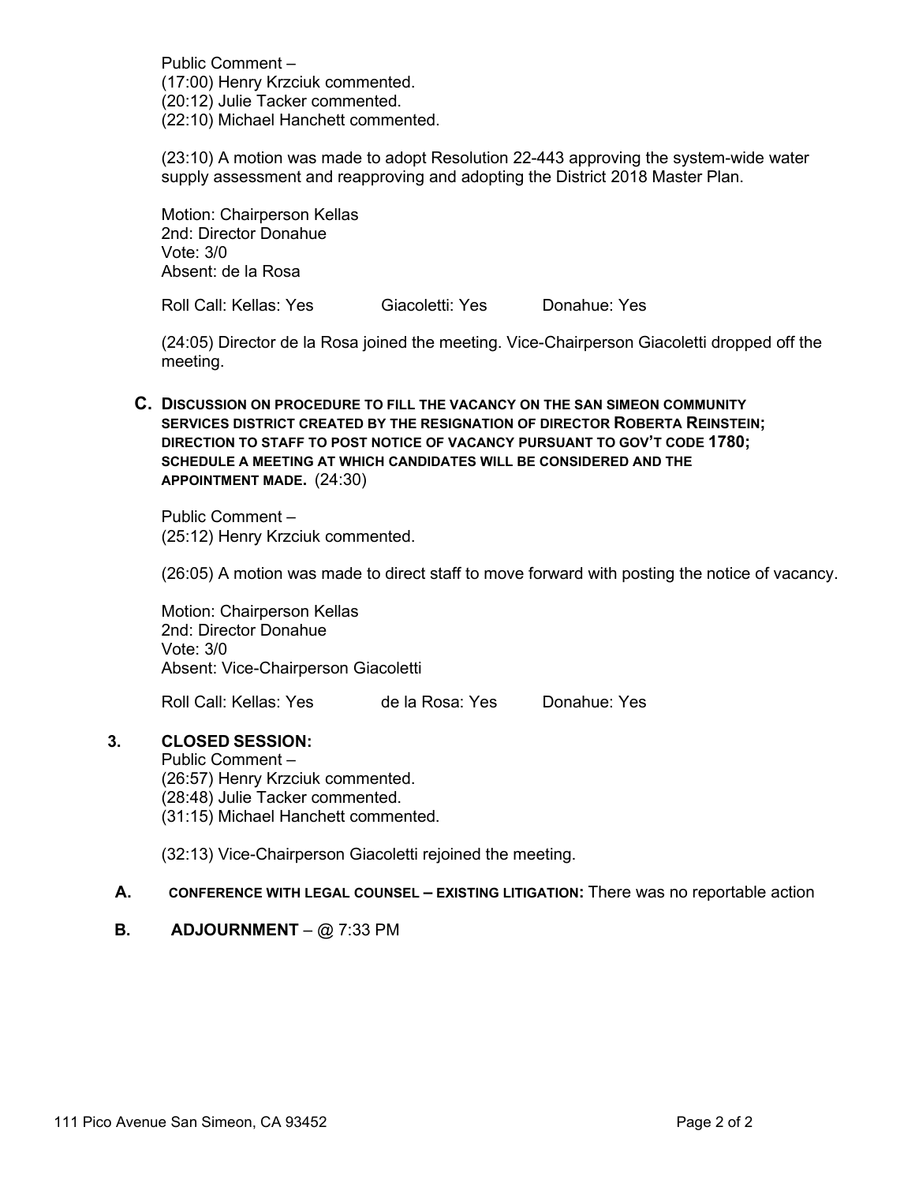Public Comment –
(17:00) Henry Krzciuk commented.
(20:12) Julie Tacker commented.
(22:10) Michael Hanchett commented.

(23:10) A motion was made to adopt Resolution 22-443 approving the system-wide water supply assessment and reapproving and adopting the District 2018 Master Plan.

Motion: Chairperson Kellas
2nd: Director Donahue
Vote: 3/0
Absent: de la Rosa

Roll Call: Kellas: Yes   Giacoletti: Yes   Donahue: Yes

(24:05) Director de la Rosa joined the meeting. Vice-Chairperson Giacoletti dropped off the meeting.

**C. DISCUSSION ON PROCEDURE TO FILL THE VACANCY ON THE SAN SIMEON COMMUNITY SERVICES DISTRICT CREATED BY THE RESIGNATION OF DIRECTOR ROBERTA REINSTEIN; DIRECTION TO STAFF TO POST NOTICE OF VACANCY PURSUANT TO GOV'T CODE 1780; SCHEDULE A MEETING AT WHICH CANDIDATES WILL BE CONSIDERED AND THE APPOINTMENT MADE.** (24:30)

Public Comment –
(25:12) Henry Krzciuk commented.

(26:05) A motion was made to direct staff to move forward with posting the notice of vacancy.

Motion: Chairperson Kellas
2nd: Director Donahue
Vote: 3/0
Absent: Vice-Chairperson Giacoletti

Roll Call: Kellas: Yes   de la Rosa: Yes   Donahue: Yes

**3. CLOSED SESSION:**

Public Comment –
(26:57) Henry Krzciuk commented.
(28:48) Julie Tacker commented.
(31:15) Michael Hanchett commented.

(32:13) Vice-Chairperson Giacoletti rejoined the meeting.

**A. CONFERENCE WITH LEGAL COUNSEL – EXISTING LITIGATION:** There was no reportable action

**B. ADJOURNMENT** – @ 7:33 PM

111 Pico Avenue San Simeon, CA 93452